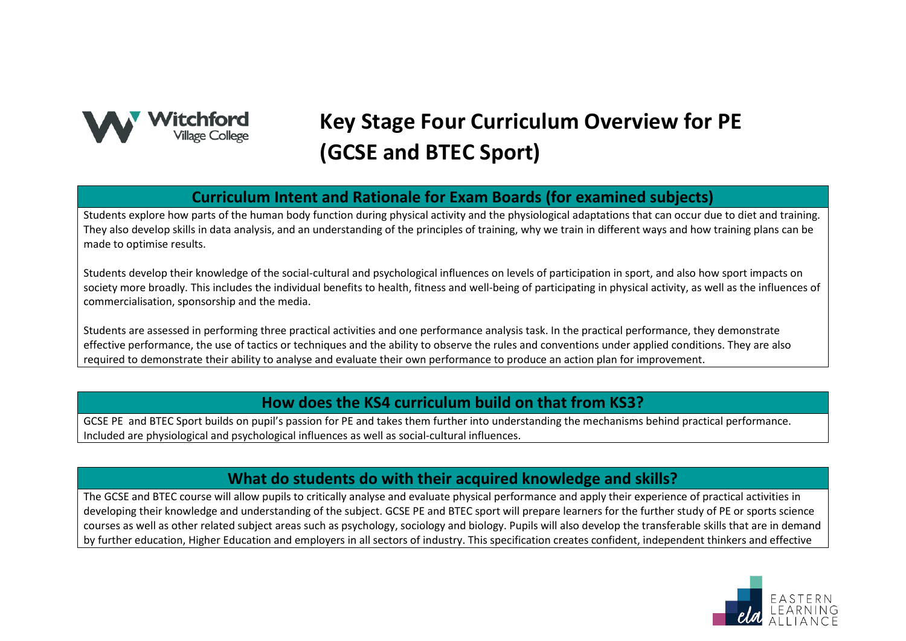# Key Stage Four Curriculum Overview for PE (GCSE and BTEC Sport)

## Curriculum Intent and Rationale for Exam Boards (for examined subjects)

Students explore how parts of the human body function during physical activity and the physiological adaptations that can occur due to diet and training. They also develop skills in data analysis, and an understanding of the principles of training, why we train in different ways and how training plans can be made to optimise results.

Students develop their knowledge of the social-cultural and psychological influences on levels of participation in sport, and also how sport impacts on society more broadly. This includes the individual benefits to health, fitness and well-being of participating in physical activity, as well as the influences of commercialisation, sponsorship and the media.

Students are assessed in performing three practical activities and one performance analysis task. In the practical performance, they demonstrate effective performance, the use of tactics or techniques and the ability to observe the rules and conventions under applied conditions. They are also required to demonstrate their ability to analyse and evaluate their own performance to produce an action plan for improvement.

## How does the KS4 curriculum build on that from KS3?

GCSE PE and BTEC Sport builds on pupil's passion for PE and takes them further into understanding the mechanisms behind practical performance. Included are physiological and psychological influences as well as social-cultural influences.

## What do students do with their acquired knowledge and skills?

The GCSE and BTEC course will allow pupils to critically analyse and evaluate physical performance and apply their experience of practical activities in developing their knowledge and understanding of the subject. GCSE PE and BTEC sport will prepare learners for the further study of PE or sports science courses as well as other related subject areas such as psychology, sociology and biology. Pupils will also develop the transferable skills that are in demand by further education, Higher Education and employers in all sectors of industry. This specification creates confident, independent thinkers and effective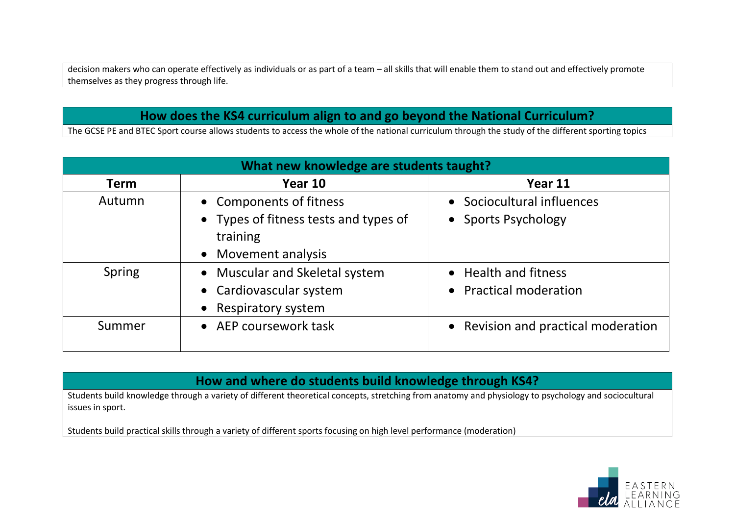decision makers who can operate effectively as individuals or as part of a team – all skills that will enable them to stand out and effectively promote themselves as they progress through life.

## How does the KS4 curriculum align to and go beyond the National Curriculum?

The GCSE PE and BTEC Sport course allows students to access the whole of the national curriculum through the study of the different sporting topics

## What new knowledge are students taught?

| Term | Year 10 | Year 11 |
|---|---|---|
| Autumn | • Components of fitness<br>• Types of fitness tests and types of training<br>• Movement analysis | • Sociocultural influences<br>• Sports Psychology |
| Spring | • Muscular and Skeletal system<br>• Cardiovascular system<br>• Respiratory system | • Health and fitness<br>• Practical moderation |
| Summer | • AEP coursework task | • Revision and practical moderation |

## How and where do students build knowledge through KS4?

Students build knowledge through a variety of different theoretical concepts, stretching from anatomy and physiology to psychology and sociocultural issues in sport.

Students build practical skills through a variety of different sports focusing on high level performance (moderation)